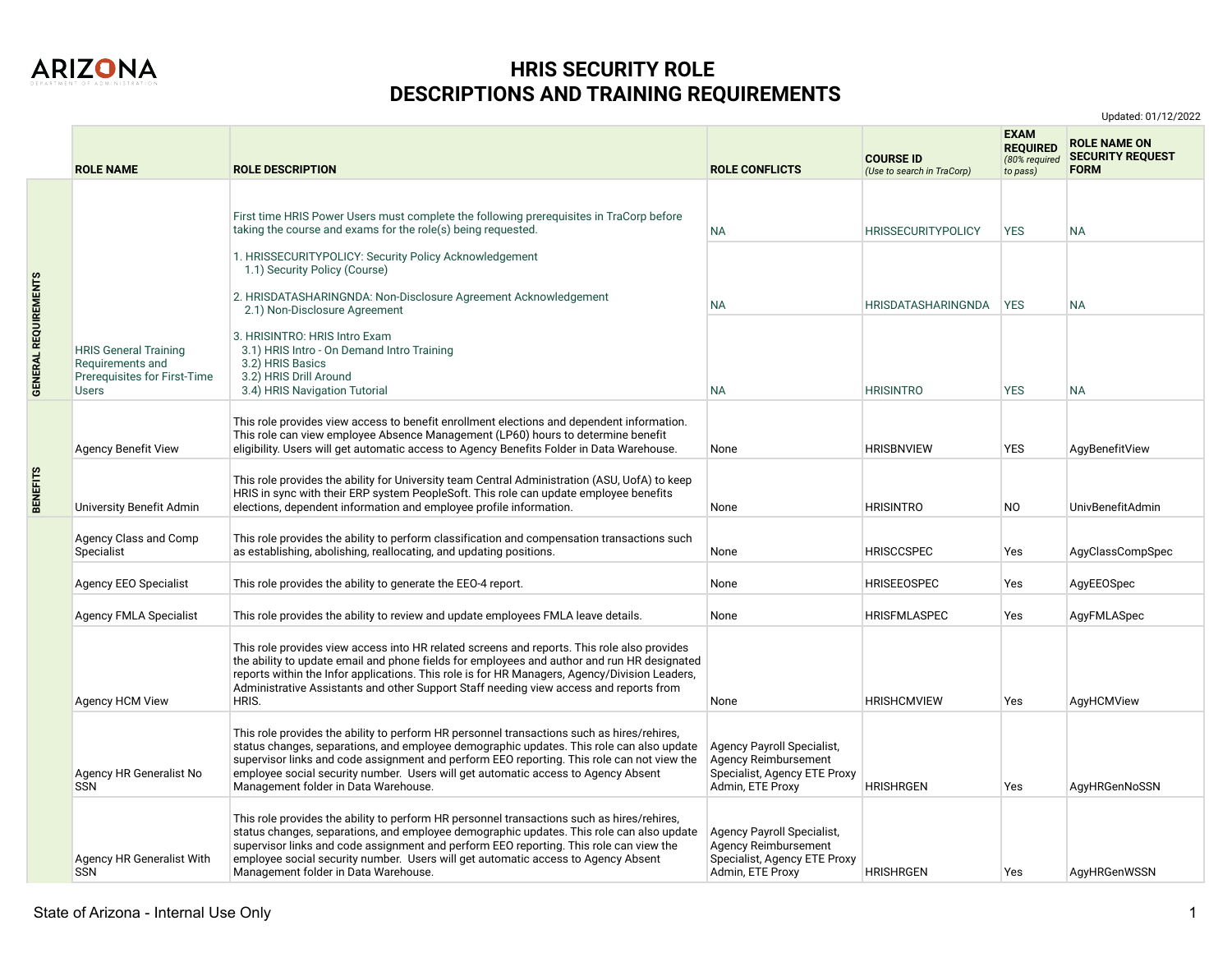# HRIS SECURITY ROLE DESCRIPTIONS AND TRAINING REQUIREMENTS

Updated: 01/12/2022

| | ROLE NAME | ROLE DESCRIPTION | ROLE CONFLICTS | COURSE ID *(Use to search in TraCorp)* | EXAM REQUIRED *(80% required to pass)* | ROLE NAME ON SECURITY REQUEST FORM |
|---|---|---|---|---|---|---|
| GENERAL REQUIREMENTS | HRIS General Training Requirements and Prerequisites for First-Time Users | First time HRIS Power Users must complete the following prerequisites in TraCorp before taking the course and exams for the role(s) being requested.<br>1. HRISSECURITYPOLICY: Security Policy Acknowledgement<br>1.1) Security Policy (Course)<br>2. HRISDATASHARINGNDA: Non-Disclosure Agreement Acknowledgement<br>2.1) Non-Disclosure Agreement<br>3. HRISINTRO: HRIS Intro Exam<br>3.1) HRIS Intro - On Demand Intro Training<br>3.2) HRIS Basics<br>3.2) HRIS Drill Around<br>3.4) HRIS Navigation Tutorial | NA | HRISSECURITYPOLICY | YES | NA |
| | | | NA | HRISDATASHARINGNDA | YES | NA |
| | | | NA | HRISINTRO | YES | NA |
| BENEFITS | Agency Benefit View | This role provides view access to benefit enrollment elections and dependent information. This role can view employee Absence Management (LP60) hours to determine benefit eligibility. Users will get automatic access to Agency Benefits Folder in Data Warehouse. | None | HRISBNVIEW | YES | AgyBenefitView |
| | University Benefit Admin | This role provides the ability for University team Central Administration (ASU, UofA) to keep HRIS in sync with their ERP system PeopleSoft. This role can update employee benefits elections, dependent information and employee profile information. | None | HRISINTRO | NO | UnivBenefitAdmin |
| | Agency Class and Comp Specialist | This role provides the ability to perform classification and compensation transactions such as establishing, abolishing, reallocating, and updating positions. | None | HRISCCSPEC | Yes | AgyClassCompSpec |
| | Agency EEO Specialist | This role provides the ability to generate the EEO-4 report. | None | HRISEEOSPEC | Yes | AgyEEOSpec |
| | Agency FMLA Specialist | This role provides the ability to review and update employees FMLA leave details. | None | HRISFMLASPEC | Yes | AgyFMLASpec |
| | Agency HCM View | This role provides view access into HR related screens and reports. This role also provides the ability to update email and phone fields for employees and author and run HR designated reports within the Infor applications. This role is for HR Managers, Agency/Division Leaders, Administrative Assistants and other Support Staff needing view access and reports from HRIS. | None | HRISHCMVIEW | Yes | AgyHCMView |
| | Agency HR Generalist No SSN | This role provides the ability to perform HR personnel transactions such as hires/rehires, status changes, separations, and employee demographic updates. This role can also update supervisor links and code assignment and perform EEO reporting. This role can not view the employee social security number. Users will get automatic access to Agency Absent Management folder in Data Warehouse. | Agency Payroll Specialist, Agency Reimbursement Specialist, Agency ETE Proxy Admin, ETE Proxy | HRISHRGEN | Yes | AgyHRGenNoSSN |
| | Agency HR Generalist With SSN | This role provides the ability to perform HR personnel transactions such as hires/rehires, status changes, separations, and employee demographic updates. This role can also update supervisor links and code assignment and perform EEO reporting. This role can view the employee social security number. Users will get automatic access to Agency Absent Management folder in Data Warehouse. | Agency Payroll Specialist, Agency Reimbursement Specialist, Agency ETE Proxy Admin, ETE Proxy | HRISHRGEN | Yes | AgyHRGenWSSN |

State of Arizona - Internal Use Only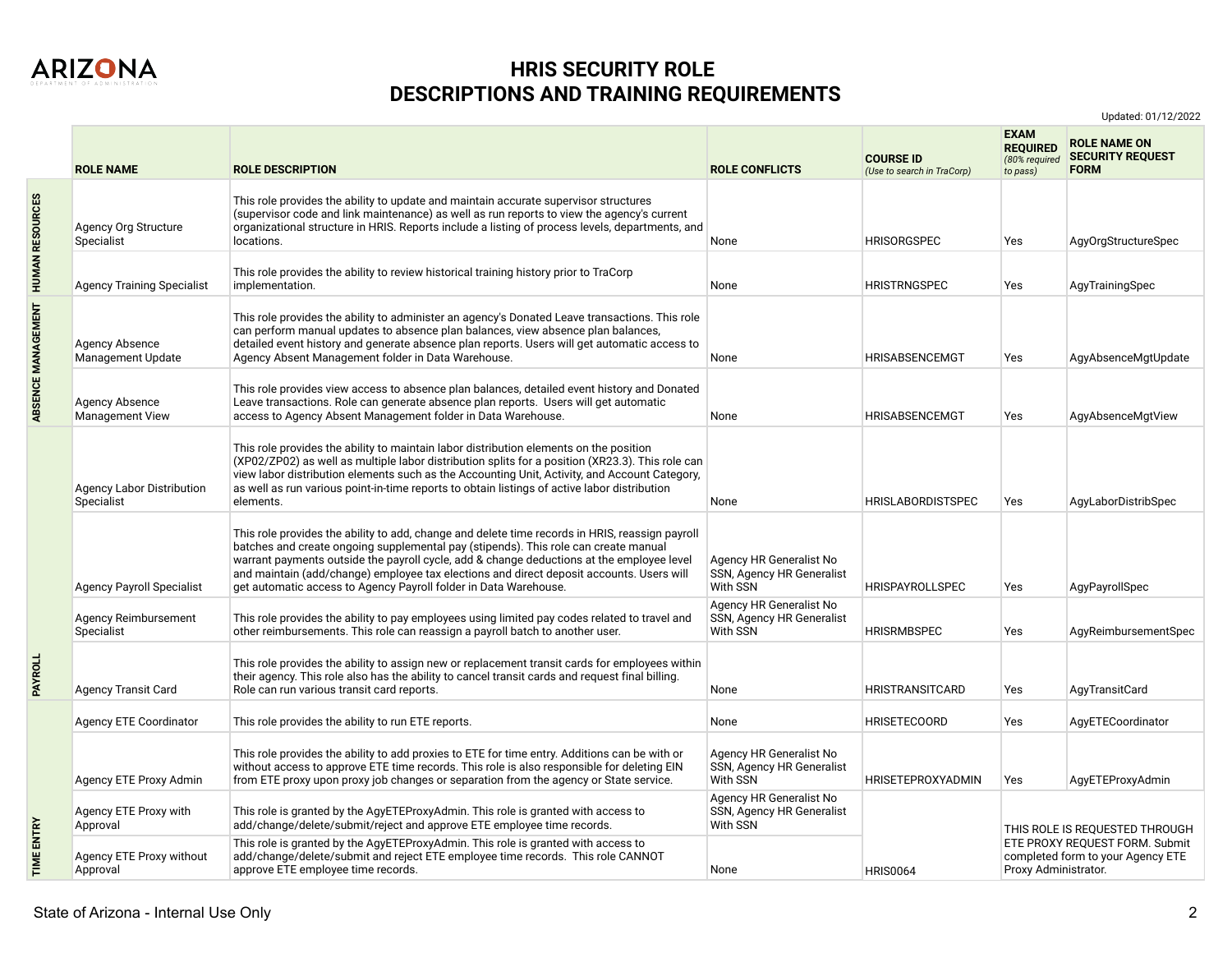# HRIS SECURITY ROLE DESCRIPTIONS AND TRAINING REQUIREMENTS

Updated: 01/12/2022

| | ROLE NAME | ROLE DESCRIPTION | ROLE CONFLICTS | COURSE ID *(Use to search in TraCorp)* | EXAM REQUIRED *(80% required to pass)* | ROLE NAME ON SECURITY REQUEST FORM |
|---|---|---|---|---|---|---|
| HUMAN RESOURCES | Agency Org Structure Specialist | This role provides the ability to update and maintain accurate supervisor structures (supervisor code and link maintenance) as well as run reports to view the agency's current organizational structure in HRIS. Reports include a listing of process levels, departments, and locations. | None | HRISORGSPEC | Yes | AgyOrgStructureSpec |
| | Agency Training Specialist | This role provides the ability to review historical training history prior to TraCorp implementation. | None | HRISTRNGSPEC | Yes | AgyTrainingSpec |
| ABSENCE MANAGEMENT | Agency Absence Management Update | This role provides the ability to administer an agency's Donated Leave transactions. This role can perform manual updates to absence plan balances, view absence plan balances, detailed event history and generate absence plan reports. Users will get automatic access to Agency Absent Management folder in Data Warehouse. | None | HRISABSENCEMGT | Yes | AgyAbsenceMgtUpdate |
| | Agency Absence Management View | This role provides view access to absence plan balances, detailed event history and Donated Leave transactions. Role can generate absence plan reports. Users will get automatic access to Agency Absent Management folder in Data Warehouse. | None | HRISABSENCEMGT | Yes | AgyAbsenceMgtView |
| PAYROLL | Agency Labor Distribution Specialist | This role provides the ability to maintain labor distribution elements on the position (XP02/ZP02) as well as multiple labor distribution splits for a position (XR23.3). This role can view labor distribution elements such as the Accounting Unit, Activity, and Account Category, as well as run various point-in-time reports to obtain listings of active labor distribution elements. | None | HRISLABORDISTSPEC | Yes | AgyLaborDistribSpec |
| | Agency Payroll Specialist | This role provides the ability to add, change and delete time records in HRIS, reassign payroll batches and create ongoing supplemental pay (stipends). This role can create manual warrant payments outside the payroll cycle, add & change deductions at the employee level and maintain (add/change) employee tax elections and direct deposit accounts. Users will get automatic access to Agency Payroll folder in Data Warehouse. | Agency HR Generalist No SSN, Agency HR Generalist With SSN | HRISPAYROLLSPEC | Yes | AgyPayrollSpec |
| | Agency Reimbursement Specialist | This role provides the ability to pay employees using limited pay codes related to travel and other reimbursements. This role can reassign a payroll batch to another user. | Agency HR Generalist No SSN, Agency HR Generalist With SSN | HRISRMBSPEC | Yes | AgyReimbursementSpec |
| | Agency Transit Card | This role provides the ability to assign new or replacement transit cards for employees within their agency. This role also has the ability to cancel transit cards and request final billing. Role can run various transit card reports. | None | HRISTRANSITCARD | Yes | AgyTransitCard |
| TIME ENTRY | Agency ETE Coordinator | This role provides the ability to run ETE reports. | None | HRISETECOORD | Yes | AgyETECoordinator |
| | Agency ETE Proxy Admin | This role provides the ability to add proxies to ETE for time entry. Additions can be with or without access to approve ETE time records. This role is also responsible for deleting EIN from ETE proxy upon proxy job changes or separation from the agency or State service. | Agency HR Generalist No SSN, Agency HR Generalist With SSN | HRISETEPROXYADMIN | Yes | AgyETEProxyAdmin |
| | Agency ETE Proxy with Approval | This role is granted by the AgyETEProxyAdmin. This role is granted with access to add/change/delete/submit/reject and approve ETE employee time records. | Agency HR Generalist No SSN, Agency HR Generalist With SSN | HRIS0064 | THIS ROLE IS REQUESTED THROUGH ETE PROXY REQUEST FORM. Submit completed form to your Agency ETE Proxy Administrator. | |
| | Agency ETE Proxy without Approval | This role is granted by the AgyETEProxyAdmin. This role is granted with access to add/change/delete/submit and reject ETE employee time records. This role CANNOT approve ETE employee time records. | None | | | |

State of Arizona - Internal Use Only